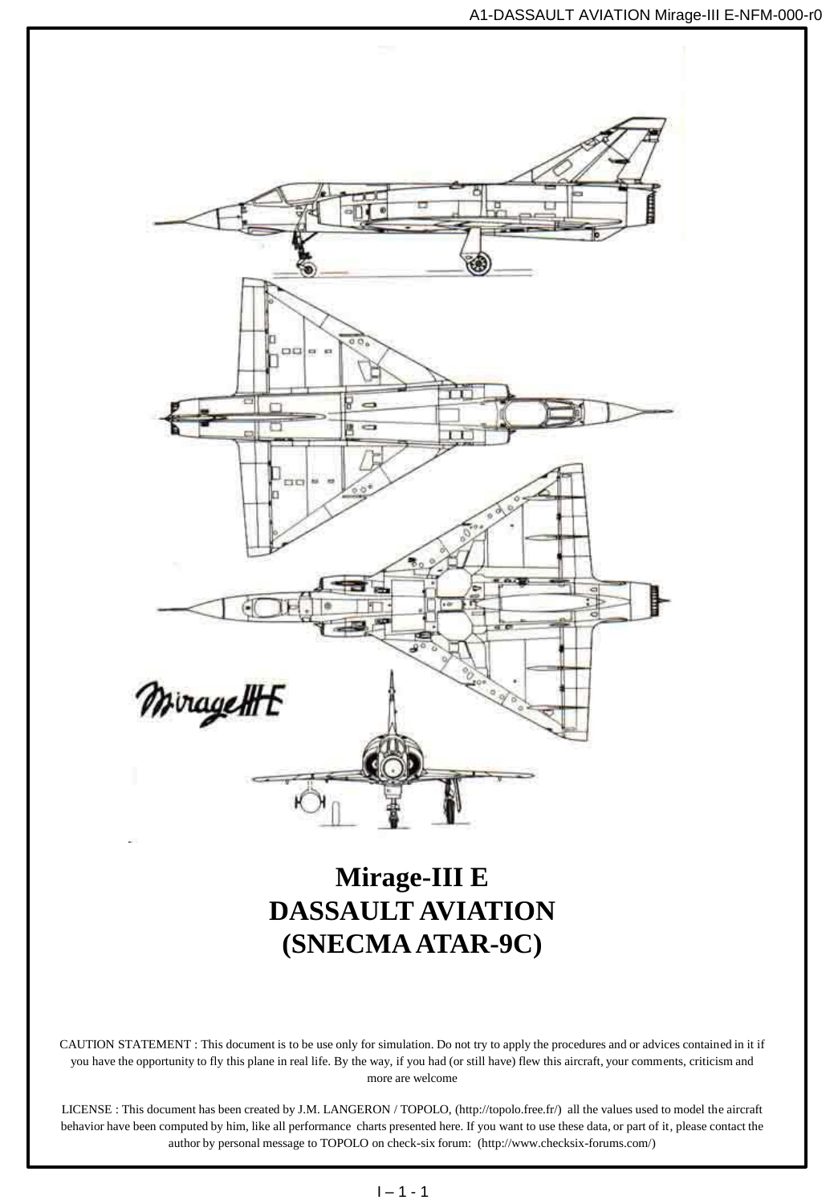# Mirage-III E
# DASSAULT AVIATION
# (SNECMA ATAR-9C)

CAUTION STATEMENT : This document is to be use only for simulation. Do not try to apply the procedures and or advices contained in it if you have the opportunity to fly this plane in real life. By the way, if you had (or still have) flew this aircraft, your comments, criticism and more are welcome

LICENSE : This document has been created by J.M. LANGERON / TOPOLO, (http://topolo.free.fr/) all the values used to model the aircraft behavior have been computed by him, like all performance charts presented here. If you want to use these data, or part of it, please contact the author by personal message to TOPOLO on check-six forum: (http://www.checksix-forums.com/)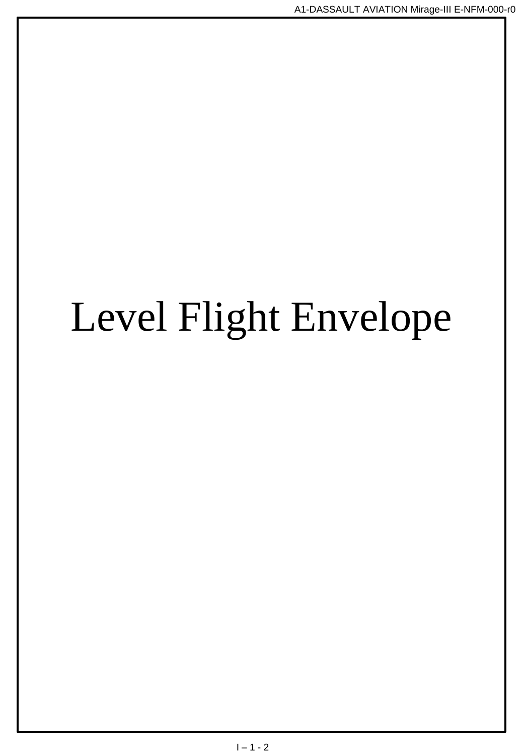# Level Flight Envelope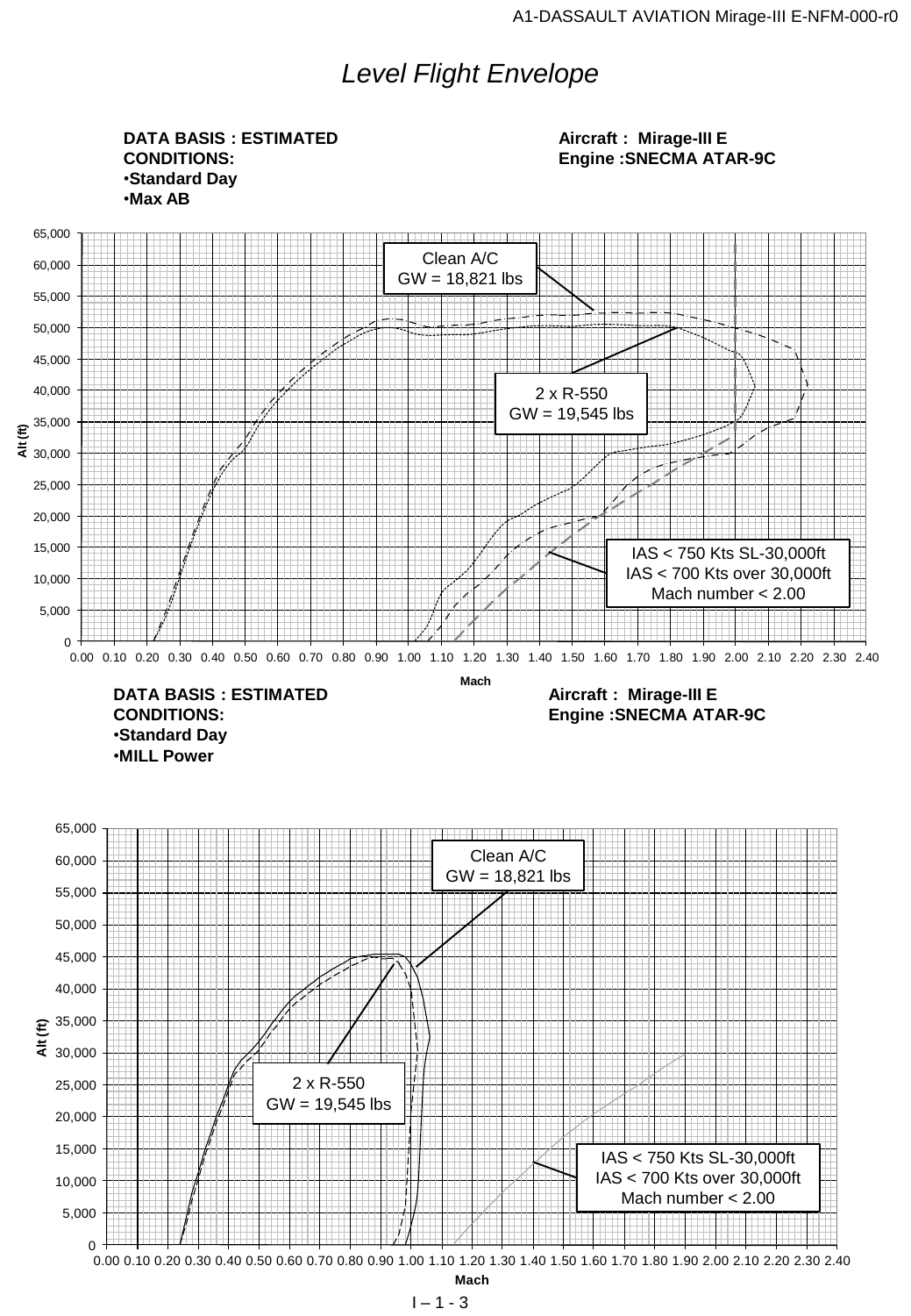# Level Flight Envelope

**DATA BASIS : ESTIMATED**
**CONDITIONS:**
- **Standard Day**
- **Max AB**

**Aircraft : Mirage-III E**
**Engine :SNECMA ATAR-9C**

Clean A/C
GW = 18,821 lbs

2 x R-550
GW = 19,545 lbs

IAS < 750 Kts SL-30,000ft
IAS < 700 Kts over 30,000ft
Mach number < 2.00

Alt (ft)

Mach

**DATA BASIS : ESTIMATED**
**CONDITIONS:**
- **Standard Day**
- **MILL Power**

**Aircraft : Mirage-III E**
**Engine :SNECMA ATAR-9C**

Clean A/C
GW = 18,821 lbs

2 x R-550
GW = 19,545 lbs

IAS < 750 Kts SL-30,000ft
IAS < 700 Kts over 30,000ft
Mach number < 2.00

Alt (ft)

Mach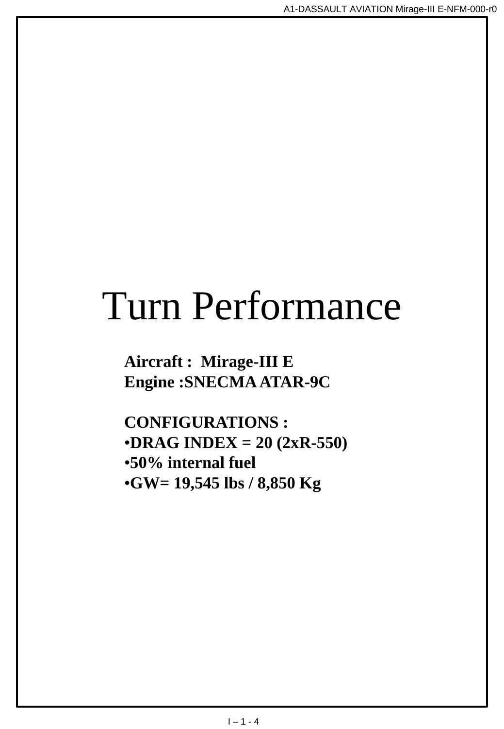# Turn Performance

**Aircraft : Mirage-III E**
**Engine :SNECMA ATAR-9C**

**CONFIGURATIONS :**

- **DRAG INDEX = 20 (2xR-550)**
- **50% internal fuel**
- **GW= 19,545 lbs / 8,850 Kg**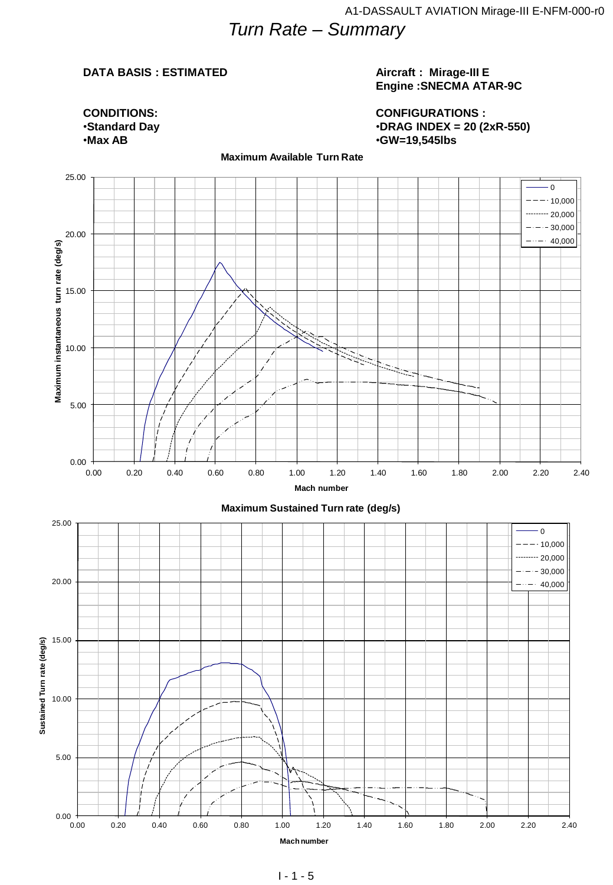# *Turn Rate – Summary*

**DATA BASIS : ESTIMATED**

**Aircraft : Mirage-III E**
**Engine :SNECMA ATAR-9C**

**CONDITIONS:**
- **Standard Day**
- **Max AB**

**CONFIGURATIONS :**
- **DRAG INDEX = 20 (2xR-550)**
- **GW=19,545lbs**

**Maximum Available Turn Rate**

Maximum instantaneous turn rate (deg/s) vs. Mach number

Legend: 0, 10,000, 20,000, 30,000, 40,000

**Maximum Sustained Turn rate (deg/s)**

Sustained Turn rate (deg/s) vs. Mach number

Legend: 0, 10,000, 20,000, 30,000, 40,000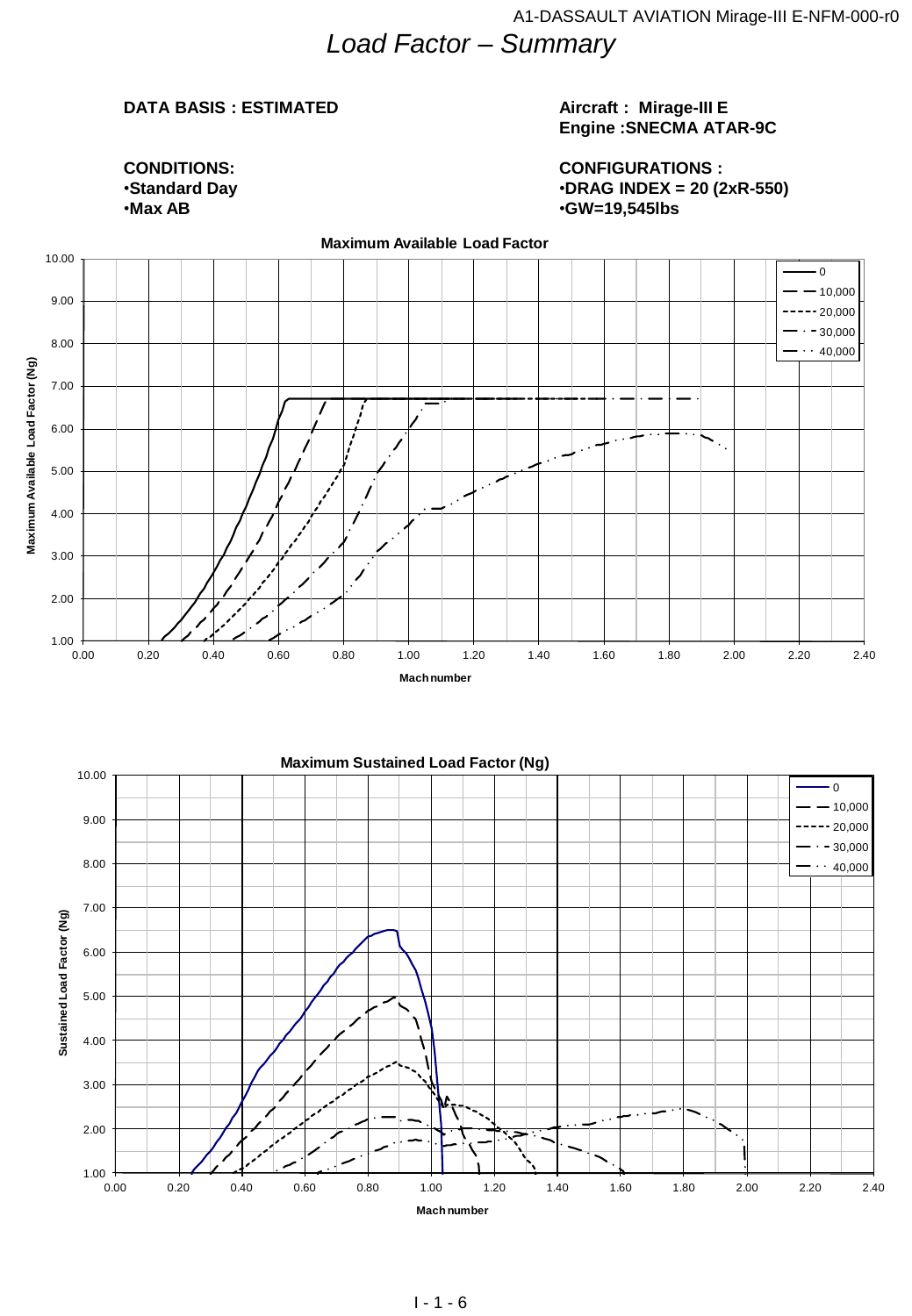# *Load Factor – Summary*

**DATA BASIS : ESTIMATED**

**Aircraft : Mirage-III E**
**Engine :SNECMA ATAR-9C**

**CONDITIONS:**
- **Standard Day**
- **Max AB**

**CONFIGURATIONS :**
- **DRAG INDEX = 20 (2xR-550)**
- **GW=19,545lbs**

**Maximum Available Load Factor**

Maximum Available Load Factor (Ng) vs. Mach number — curves for 0, 10,000, 20,000, 30,000, 40,000

**Maximum Sustained Load Factor (Ng)**

Sustained Load Factor (Ng) vs. Mach number — curves for 0, 10,000, 20,000, 30,000, 40,000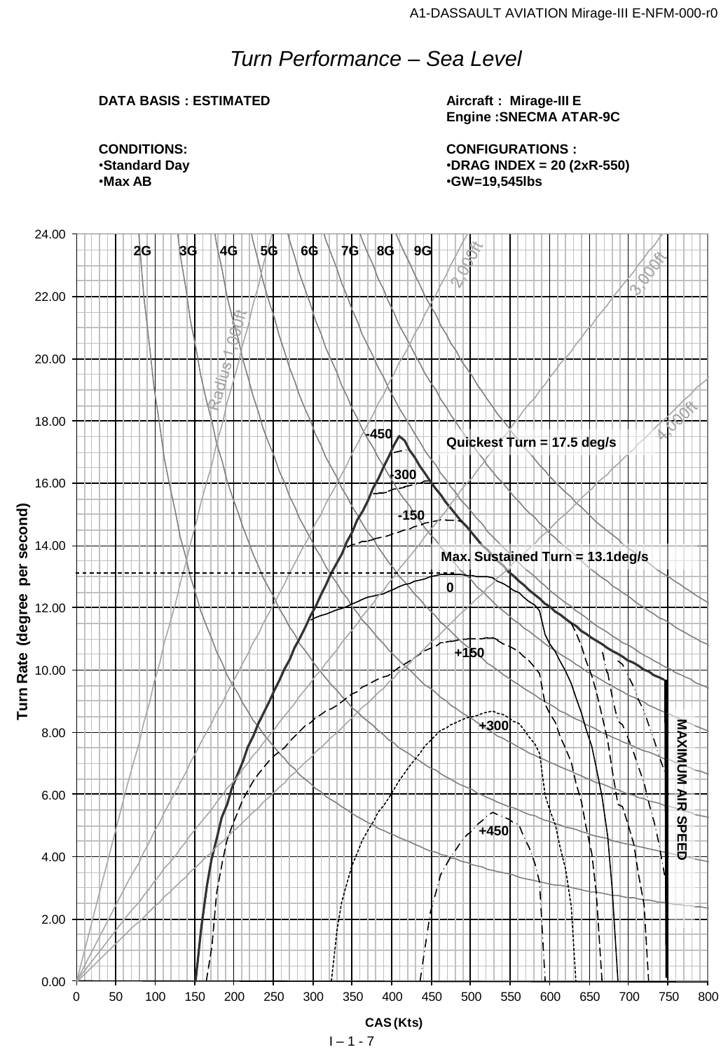# *Turn Performance – Sea Level*

**DATA BASIS : ESTIMATED**

**Aircraft : Mirage-III E**
**Engine :SNECMA ATAR-9C**

**CONDITIONS:**
- **Standard Day**
- **Max AB**

**CONFIGURATIONS :**
- **DRAG INDEX = 20 (2xR-550)**
- **GW=19,545lbs**

Turn Rate (degree per second)

24.00, 22.00, 20.00, 18.00, 16.00, 14.00, 12.00, 10.00, 8.00, 6.00, 4.00, 2.00, 0.00

2G 3G 4G 5G 6G 7G 8G 9G

Radius 1,000ft, 2,000ft, 3,000ft, 4,000ft

-450, -300, -150, 0, +150, +300, +450

**Quickest Turn = 17.5 deg/s**

**Max. Sustained Turn = 13.1deg/s**

**MAXIMUM AIR SPEED**

0, 50, 100, 150, 200, 250, 300, 350, 400, 450, 500, 550, 600, 650, 700, 750, 800

**CAS (Kts)**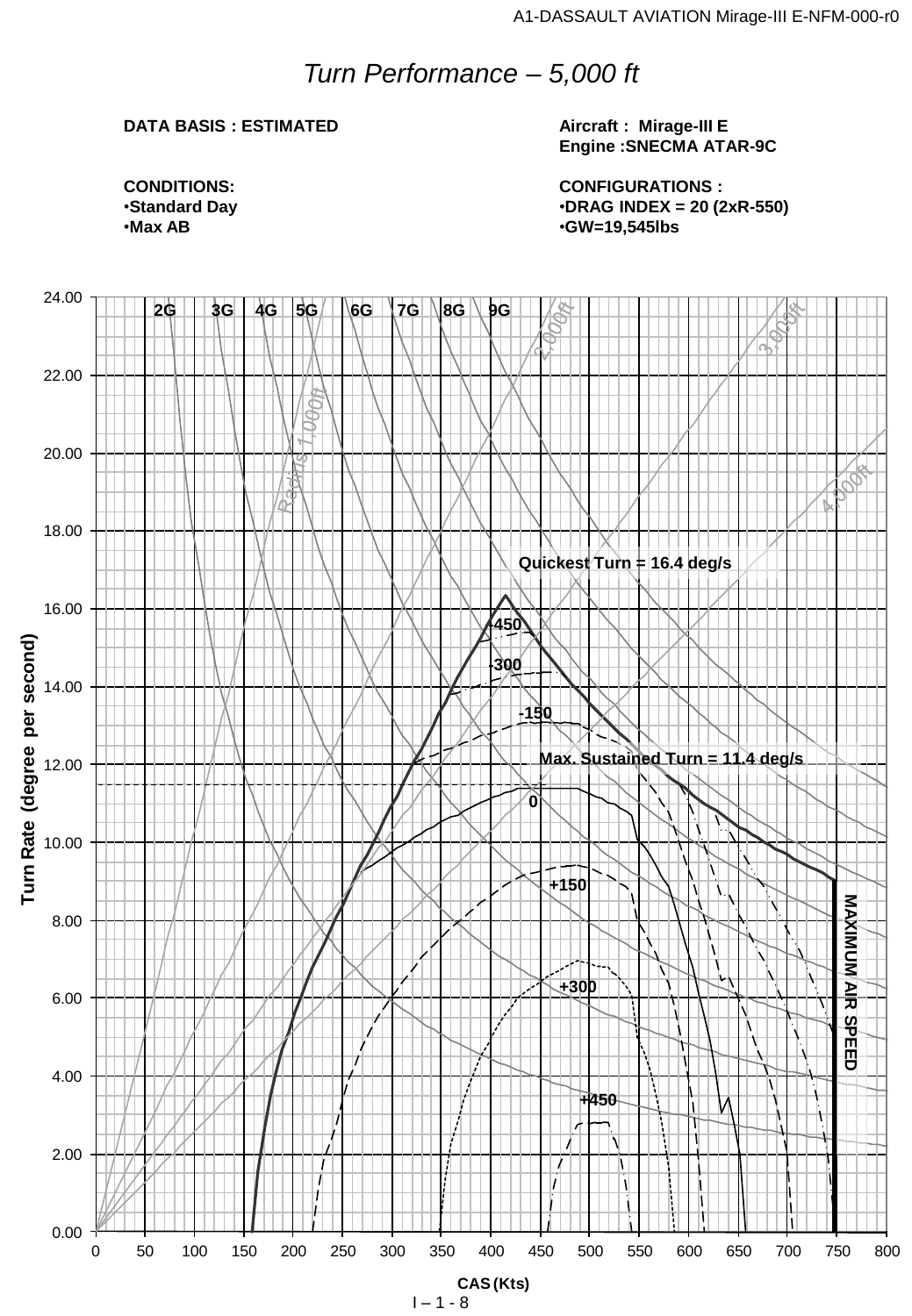# *Turn Performance – 5,000 ft*

**DATA BASIS : ESTIMATED**

**Aircraft : Mirage-III E**
**Engine :SNECMA ATAR-9C**

**CONDITIONS:**
- **Standard Day**
- **Max AB**

**CONFIGURATIONS :**
- **DRAG INDEX = 20 (2xR-550)**
- **GW=19,545lbs**

2G 3G 4G 5G 6G 7G 8G 9G

Radius 1,000ft 2,000ft 3,000ft 4,000ft

**Quickest Turn = 16.4 deg/s**

**Max. Sustained Turn = 11.4 deg/s**

-450 -300 -150 0 +150 +300 +450

**MAXIMUM AIR SPEED**

**Turn Rate (degree per second)**

**CAS (Kts)**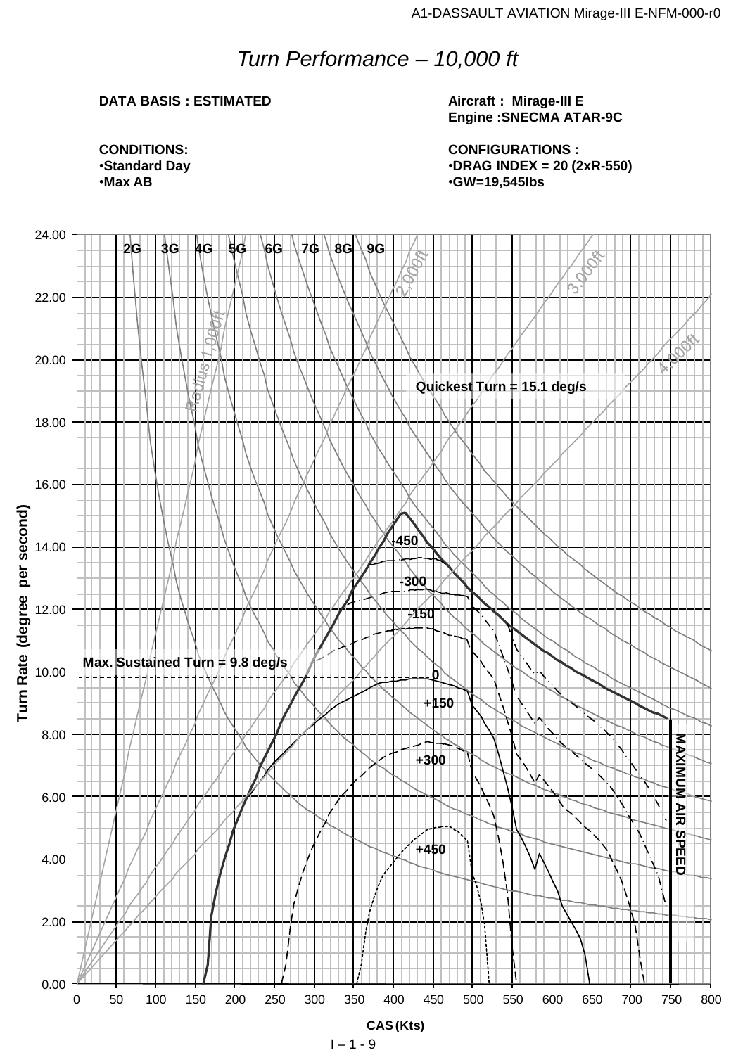# *Turn Performance – 10,000 ft*

**DATA BASIS : ESTIMATED**

**Aircraft : Mirage-III E**
**Engine :SNECMA ATAR-9C**

**CONDITIONS:**
- **Standard Day**
- **Max AB**

**CONFIGURATIONS :**
- **DRAG INDEX = 20 (2xR-550)**
- **GW=19,545lbs**

2G 3G 4G 5G 6G 7G 8G 9G

Radius 1,000ft 2,000ft 3,000ft 4,000ft

**Quickest Turn = 15.1 deg/s**

**Max. Sustained Turn = 9.8 deg/s**

-450 -300 -150 0 +150 +300 +450

**MAXIMUM AIR SPEED**

**Turn Rate (degree per second)**

**CAS (Kts)**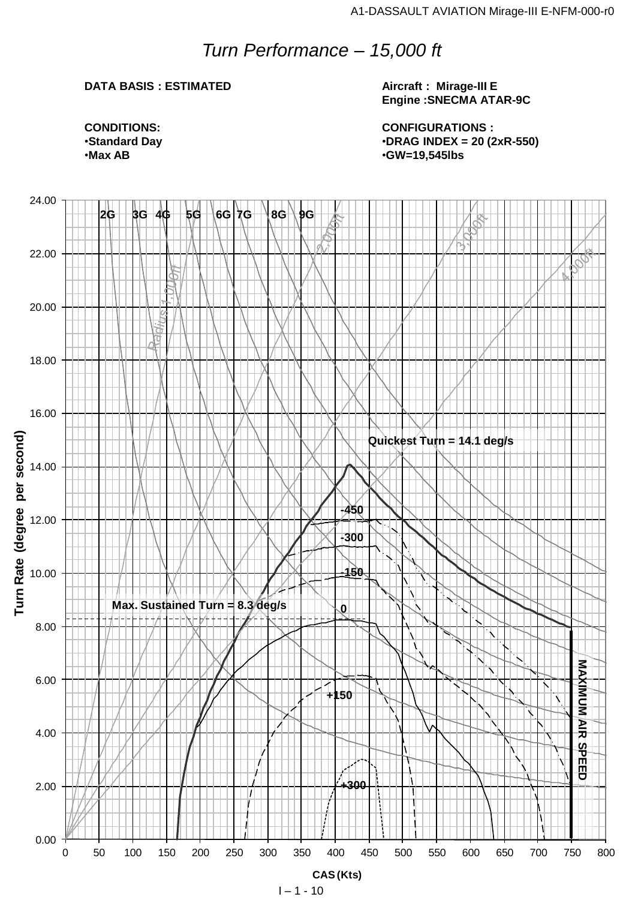# Turn Performance – 15,000 ft

**DATA BASIS : ESTIMATED**

**Aircraft : Mirage-III E**
**Engine :SNECMA ATAR-9C**

**CONDITIONS:**
- **Standard Day**
- **Max AB**

**CONFIGURATIONS :**
- **DRAG INDEX = 20 (2xR-550)**
- **GW=19,545lbs**

Turn Rate (degree per second)

2G 3G 4G 5G 6G 7G 8G 9G

Radius 1,000ft 2,000ft 3,000ft 4,000ft

Quickest Turn = 14.1 deg/s

Max. Sustained Turn = 8.3 deg/s

-450 -300 -150 0 +150 +300

MAXIMUM AIR SPEED

CAS (Kts)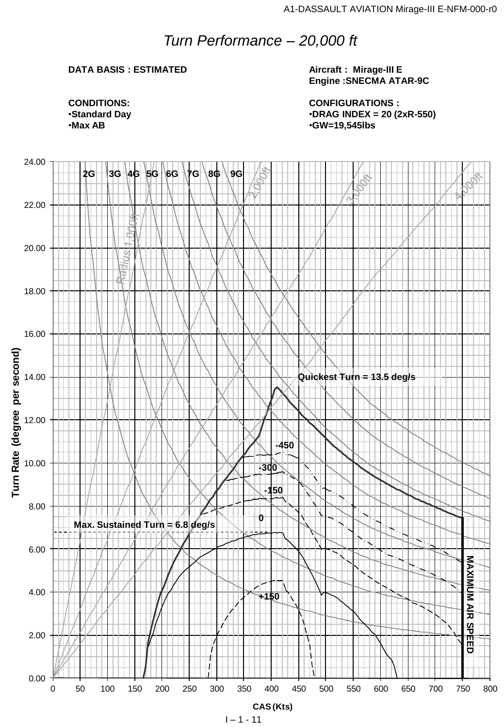# *Turn Performance – 20,000 ft*

**DATA BASIS : ESTIMATED**

**Aircraft : Mirage-III E**
**Engine :SNECMA ATAR-9C**

**CONDITIONS:**
- **Standard Day**
- **Max AB**

**CONFIGURATIONS :**
- **DRAG INDEX = 20 (2xR-550)**
- **GW=19,545lbs**

2G 3G 4G 5G 6G 7G 8G 9G

Radius 1,000ft 2,000ft 3,000ft 4,000ft

Quickest Turn = 13.5 deg/s

-450

-300

-150

0

+150

Max. Sustained Turn = 6.8 deg/s

MAXIMUM AIR SPEED

Turn Rate (degree per second)

0.00 2.00 4.00 6.00 8.00 10.00 12.00 14.00 16.00 18.00 20.00 22.00 24.00

0 50 100 150 200 250 300 350 400 450 500 550 600 650 700 750 800

CAS (Kts)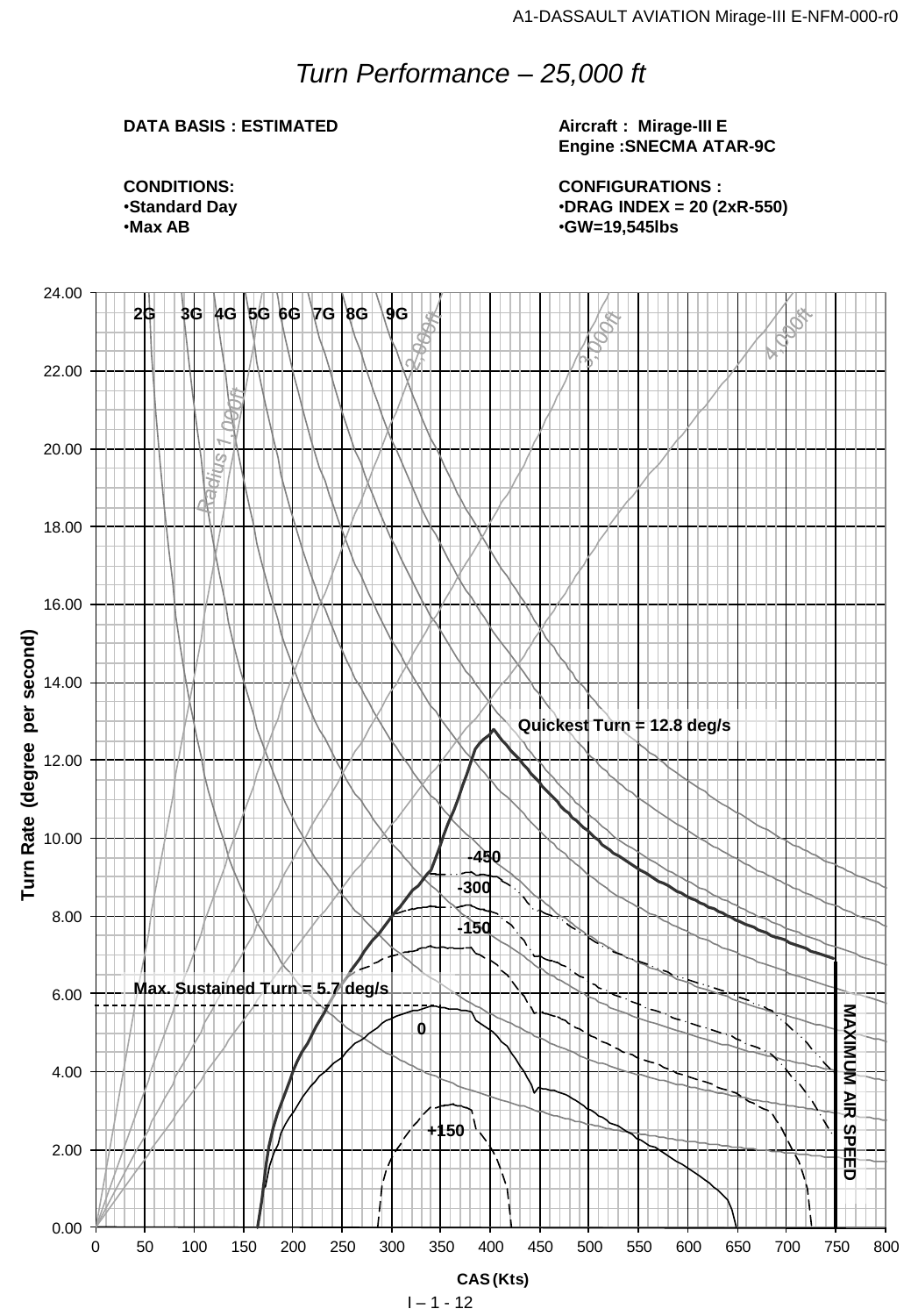# *Turn Performance – 25,000 ft*

**DATA BASIS : ESTIMATED**

**Aircraft : Mirage-III E**
**Engine :SNECMA ATAR-9C**

**CONDITIONS:**
- **Standard Day**
- **Max AB**

**CONFIGURATIONS :**
- **DRAG INDEX = 20 (2xR-550)**
- **GW=19,545lbs**

Turn Rate (degree per second) vs CAS (Kts)

2G 3G 4G 5G 6G 7G 8G 9G

Radius 1,000ft, 2,000ft, 3,000ft, 4,000ft

Quickest Turn = 12.8 deg/s

-450
-300
-150
0
+150

Max. Sustained Turn = 5.7 deg/s

MAXIMUM AIR SPEED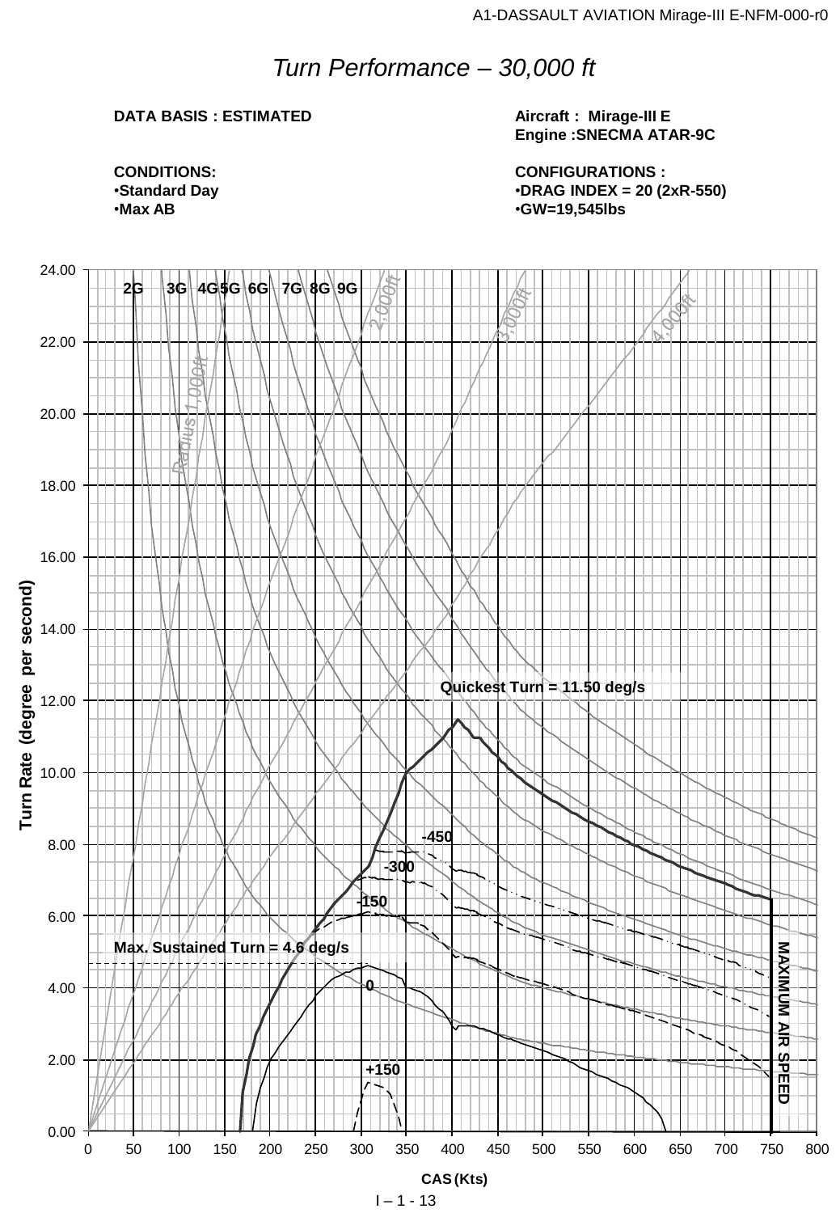# *Turn Performance – 30,000 ft*

**DATA BASIS : ESTIMATED**

**Aircraft : Mirage-III E**
**Engine :SNECMA ATAR-9C**

**CONDITIONS:**
- **Standard Day**
- **Max AB**

**CONFIGURATIONS :**
- **DRAG INDEX = 20 (2xR-550)**
- **GW=19,545lbs**

2G 3G 4G 5G 6G 7G 8G 9G

Radius 1,000ft 2,000ft 3,000ft 4,000ft

Quickest Turn = 11.50 deg/s

-450 -300 -150 0 +150

Max. Sustained Turn = 4.6 deg/s

MAXIMUM AIR SPEED

Turn Rate (degree per second)

CAS (Kts)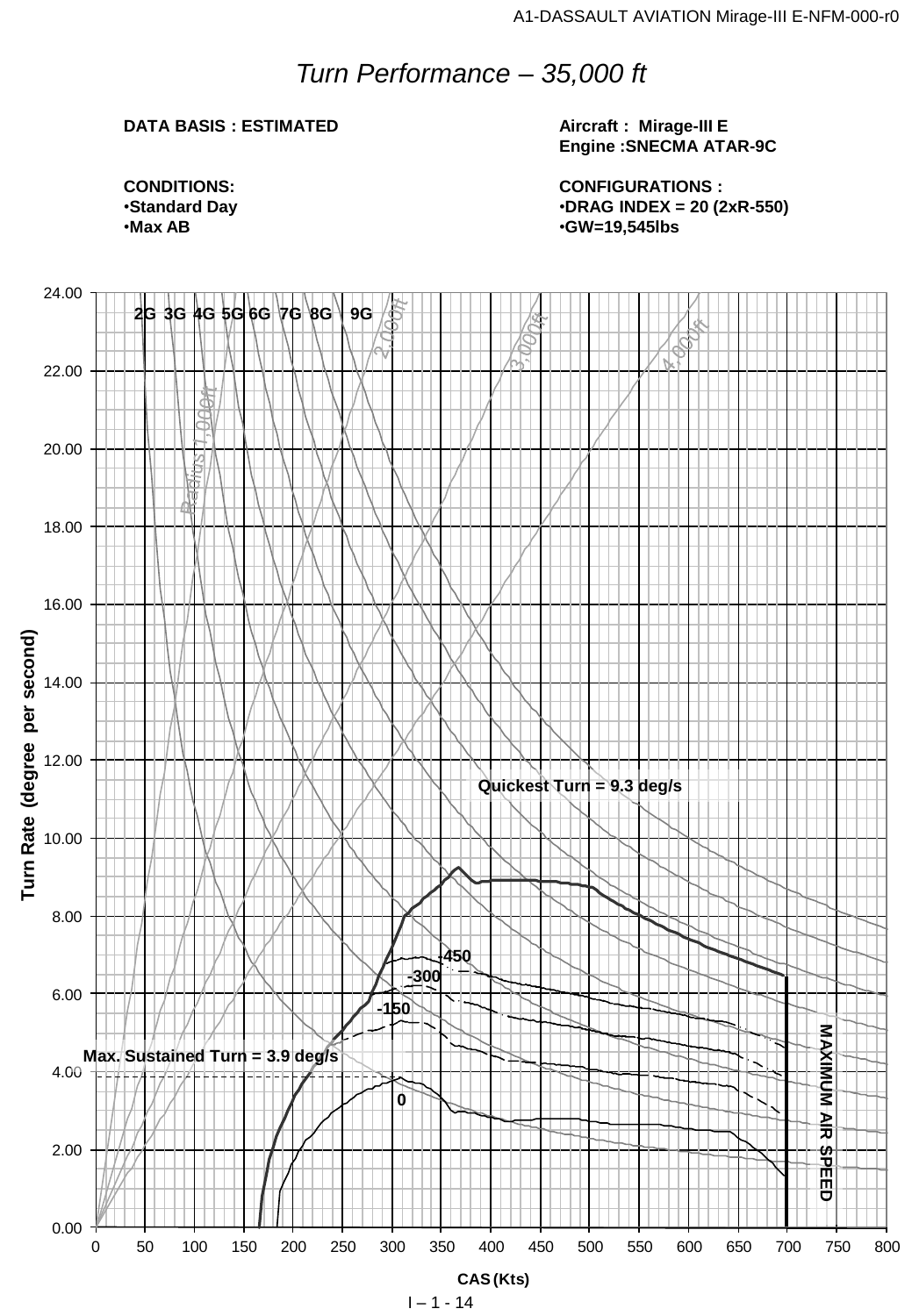# *Turn Performance – 35,000 ft*

**DATA BASIS : ESTIMATED**

**Aircraft : Mirage-III E**
**Engine :SNECMA ATAR-9C**

**CONDITIONS:**
- **Standard Day**
- **Max AB**

**CONFIGURATIONS :**
- **DRAG INDEX = 20 (2xR-550)**
- **GW=19,545lbs**

2G 3G 4G 5G 6G 7G 8G 9G

Radius 1,000ft 2,000ft 3,000ft 4,000ft

Quickest Turn = 9.3 deg/s

Max. Sustained Turn = 3.9 deg/s

-450 -300 -150 0

MAXIMUM AIR SPEED

Turn Rate (degree per second)

CAS (Kts)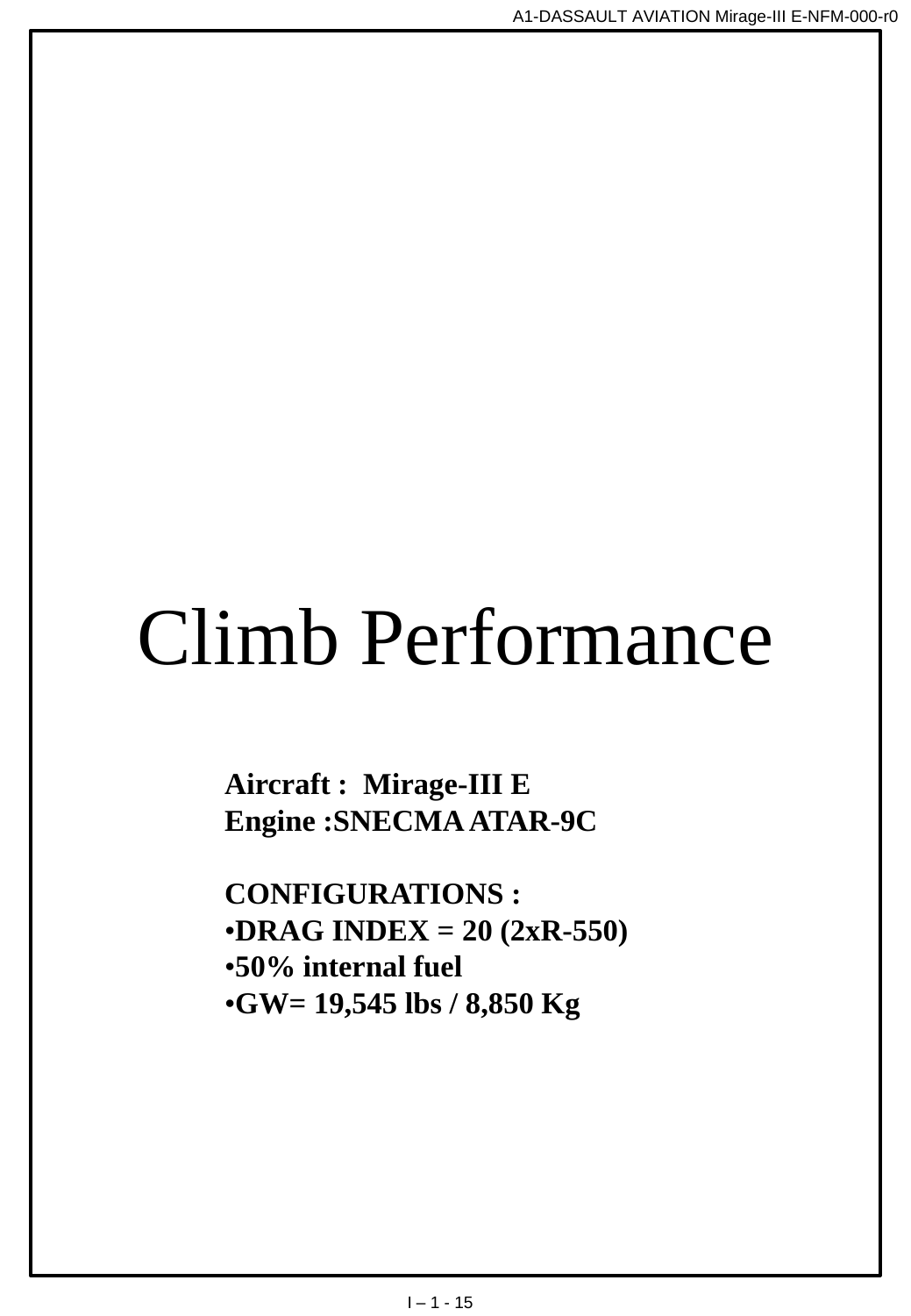# Climb Performance

**Aircraft : Mirage-III E**
**Engine :SNECMA ATAR-9C**

**CONFIGURATIONS :**

- **DRAG INDEX = 20 (2xR-550)**
- **50% internal fuel**
- **GW= 19,545 lbs / 8,850 Kg**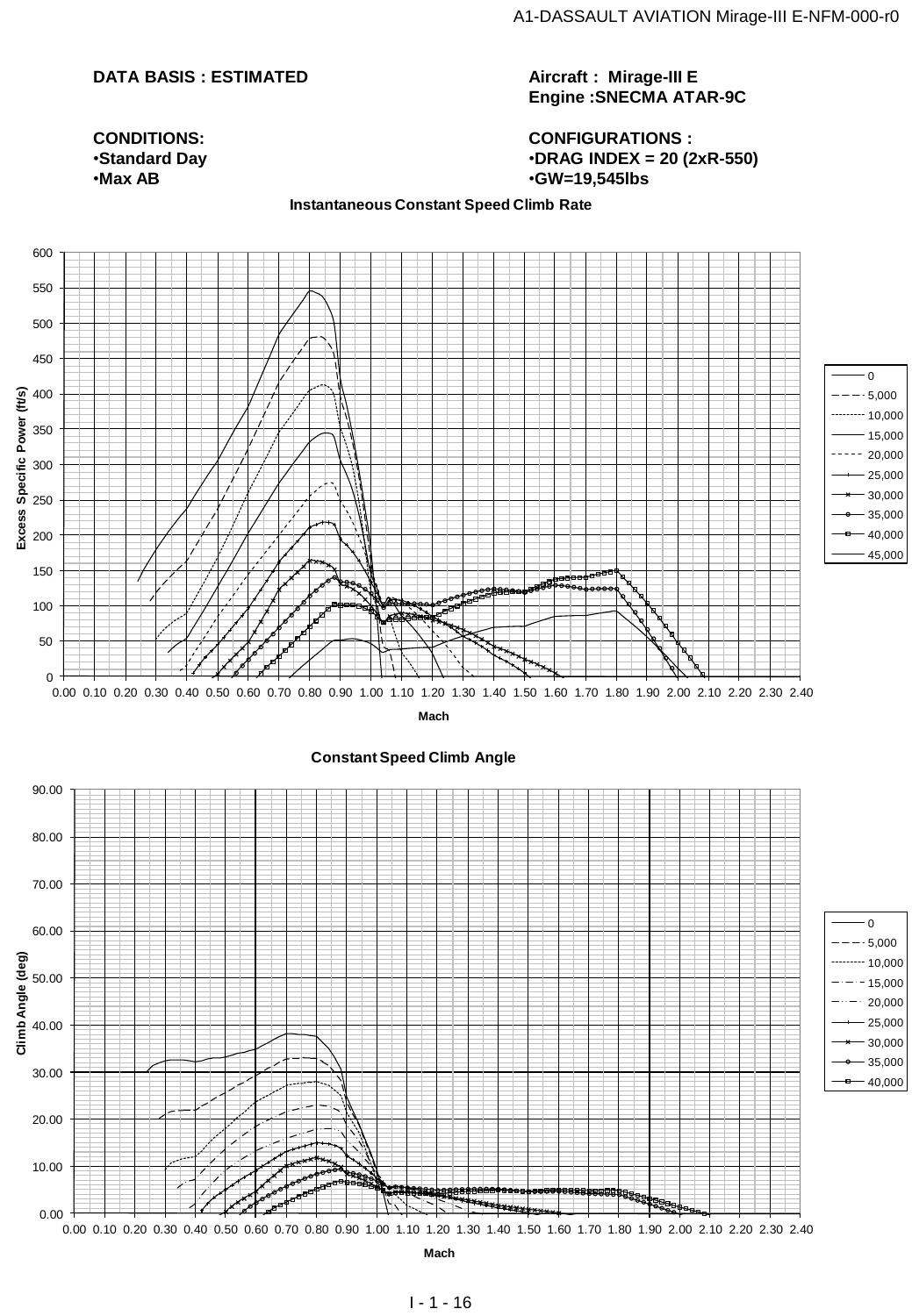**DATA BASIS : ESTIMATED**

**Aircraft : Mirage-III E**
**Engine :SNECMA ATAR-9C**

**CONDITIONS:**
- **Standard Day**
- **Max AB**

**CONFIGURATIONS :**
- **DRAG INDEX = 20 (2xR-550)**
- **GW=19,545lbs**

**Instantaneous Constant Speed Climb Rate**

Excess Specific Power (ft/s) vs. Mach

Legend: 0, 5,000, 10,000, 15,000, 20,000, 25,000, 30,000, 35,000, 40,000, 45,000

**Constant Speed Climb Angle**

Climb Angle (deg) vs. Mach

Legend: 0, 5,000, 10,000, 15,000, 20,000, 25,000, 30,000, 35,000, 40,000

I - 1 - 16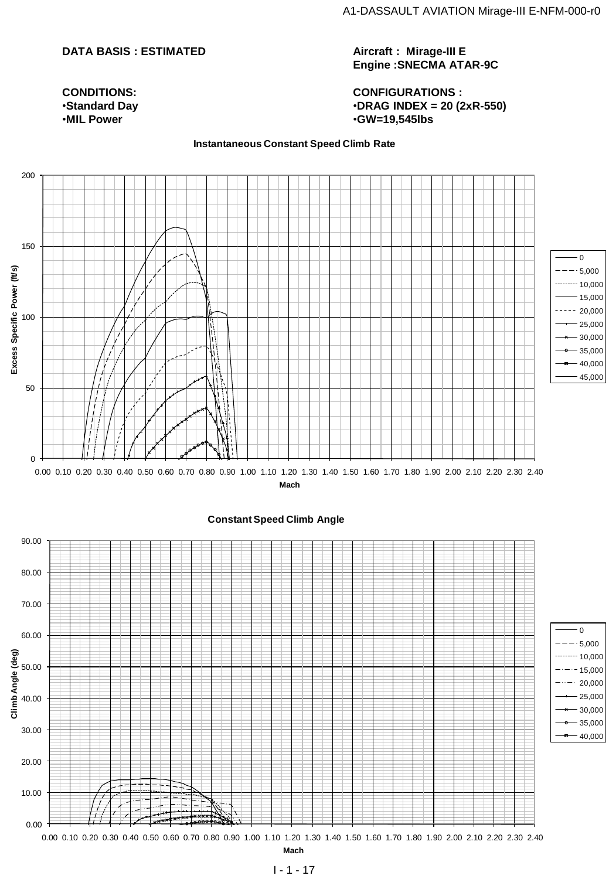**DATA BASIS : ESTIMATED**

**Aircraft : Mirage-III E**
**Engine :SNECMA ATAR-9C**

**CONDITIONS:**
- **Standard Day**
- **MIL Power**

**CONFIGURATIONS :**
- **DRAG INDEX = 20 (2xR-550)**
- **GW=19,545lbs**

**Instantaneous Constant Speed Climb Rate**

Excess Specific Power (ft/s): 0, 50, 100, 150, 200

Mach: 0.00 0.10 0.20 0.30 0.40 0.50 0.60 0.70 0.80 0.90 1.00 1.10 1.20 1.30 1.40 1.50 1.60 1.70 1.80 1.90 2.00 2.10 2.20 2.30 2.40

Legend: 0, 5,000, 10,000, 15,000, 20,000, 25,000, 30,000, 35,000, 40,000, 45,000

**Constant Speed Climb Angle**

Climb Angle (deg): 0.00, 10.00, 20.00, 30.00, 40.00, 50.00, 60.00, 70.00, 80.00, 90.00

Mach: 0.00 0.10 0.20 0.30 0.40 0.50 0.60 0.70 0.80 0.90 1.00 1.10 1.20 1.30 1.40 1.50 1.60 1.70 1.80 1.90 2.00 2.10 2.20 2.30 2.40

Legend: 0, 5,000, 10,000, 15,000, 20,000, 25,000, 30,000, 35,000, 40,000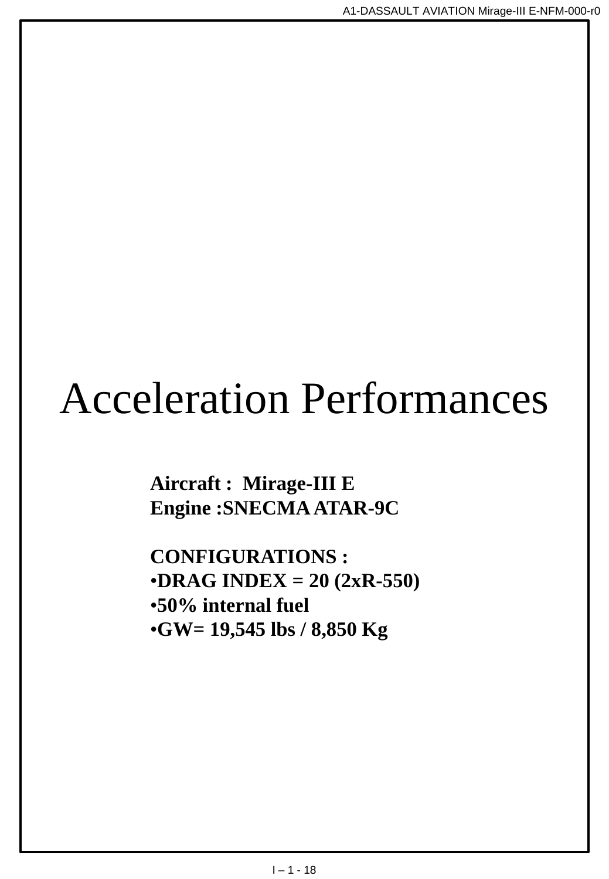# Acceleration Performances

**Aircraft : Mirage-III E**
**Engine :SNECMA ATAR-9C**

**CONFIGURATIONS :**

- **DRAG INDEX = 20 (2xR-550)**
- **50% internal fuel**
- **GW= 19,545 lbs / 8,850 Kg**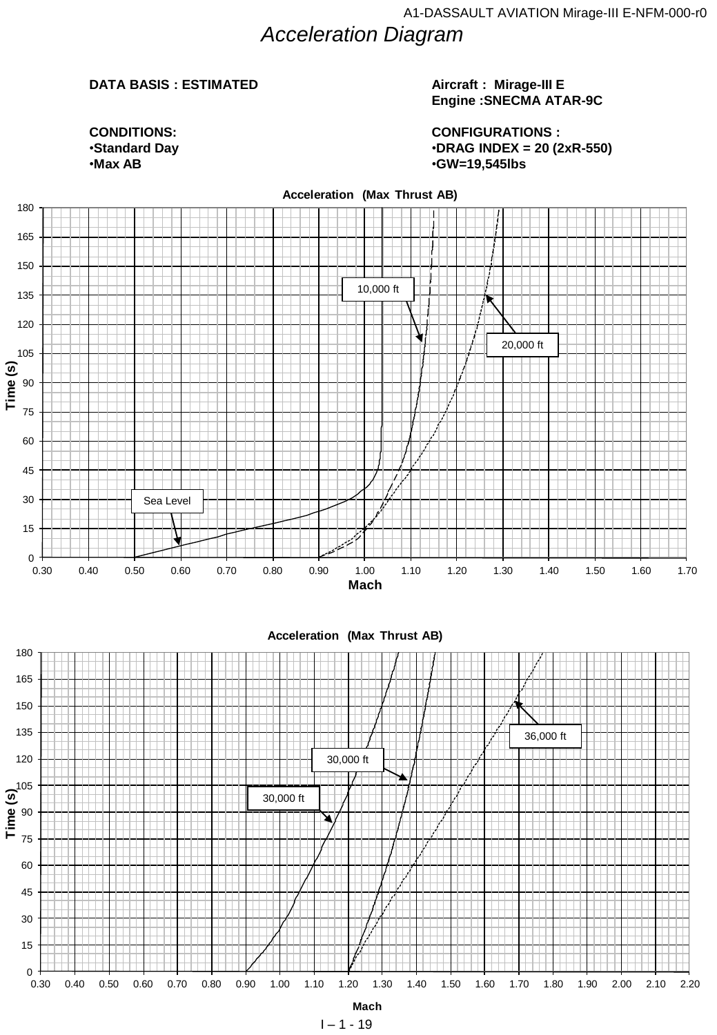# *Acceleration Diagram*

**DATA BASIS : ESTIMATED**

**Aircraft : Mirage-III E**
**Engine :SNECMA ATAR-9C**

**CONDITIONS:**
- **Standard Day**
- **Max AB**

**CONFIGURATIONS :**
- **DRAG INDEX = 20 (2xR-550)**
- **GW=19,545lbs**

**Acceleration (Max Thrust AB)**

Time (s)
180
165
150
135
120
105
90
75
60
45
30
15
0

0.30 0.40 0.50 0.60 0.70 0.80 0.90 1.00 1.10 1.20 1.30 1.40 1.50 1.60 1.70
Mach

10,000 ft
20,000 ft
Sea Level

**Acceleration (Max Thrust AB)**

Time (s)
180
165
150
135
120
105
90
75
60
45
30
15
0

0.30 0.40 0.50 0.60 0.70 0.80 0.90 1.00 1.10 1.20 1.30 1.40 1.50 1.60 1.70 1.80 1.90 2.00 2.10 2.20
Mach

36,000 ft
30,000 ft
30,000 ft